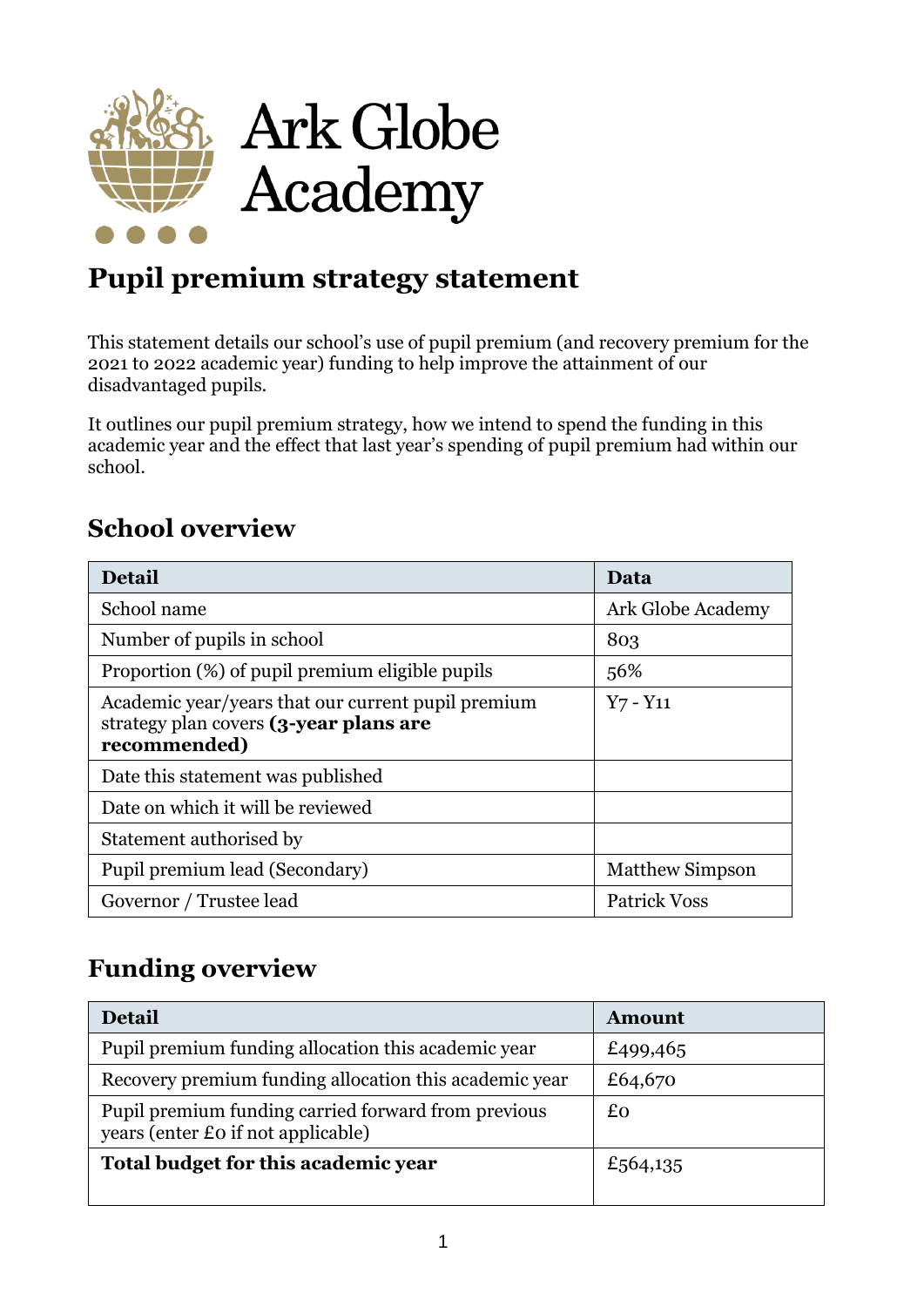Ark Globe Academy

# Pupil premium strategy statement

This statement details our school's use of pupil premium (and recovery premium for the 2021 to 2022 academic year) funding to help improve the attainment of our disadvantaged pupils.

It outlines our pupil premium strategy, how we intend to spend the funding in this academic year and the effect that last year's spending of pupil premium had within our school.

## School overview

| Detail | Data |
|---|---|
| School name | Ark Globe Academy |
| Number of pupils in school | 803 |
| Proportion (%) of pupil premium eligible pupils | 56% |
| Academic year/years that our current pupil premium strategy plan covers **(3-year plans are recommended)** | Y7 - Y11 |
| Date this statement was published | |
| Date on which it will be reviewed | |
| Statement authorised by | |
| Pupil premium lead (Secondary) | Matthew Simpson |
| Governor / Trustee lead | Patrick Voss |

## Funding overview

| Detail | Amount |
|---|---|
| Pupil premium funding allocation this academic year | £499,465 |
| Recovery premium funding allocation this academic year | £64,670 |
| Pupil premium funding carried forward from previous years (enter £0 if not applicable) | £0 |
| **Total budget for this academic year** | £564,135 |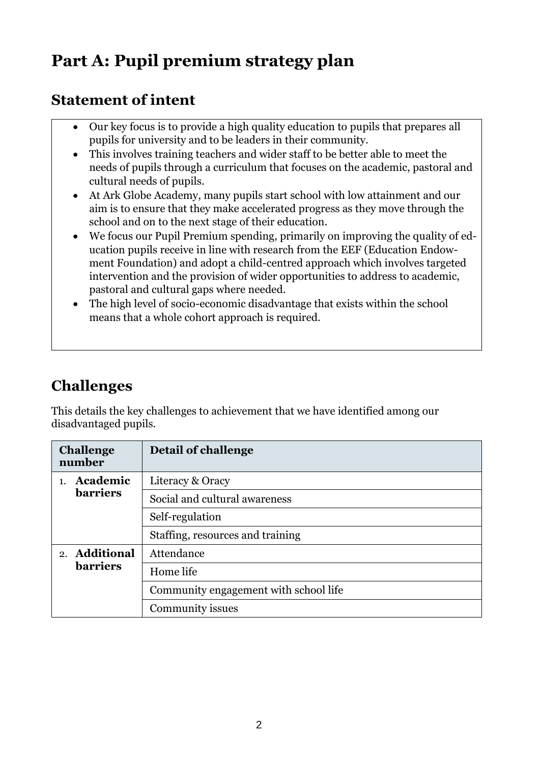# Part A: Pupil premium strategy plan

## Statement of intent

- Our key focus is to provide a high quality education to pupils that prepares all pupils for university and to be leaders in their community.
- This involves training teachers and wider staff to be better able to meet the needs of pupils through a curriculum that focuses on the academic, pastoral and cultural needs of pupils.
- At Ark Globe Academy, many pupils start school with low attainment and our aim is to ensure that they make accelerated progress as they move through the school and on to the next stage of their education.
- We focus our Pupil Premium spending, primarily on improving the quality of education pupils receive in line with research from the EEF (Education Endowment Foundation) and adopt a child-centred approach which involves targeted intervention and the provision of wider opportunities to address to academic, pastoral and cultural gaps where needed.
- The high level of socio-economic disadvantage that exists within the school means that a whole cohort approach is required.

## Challenges

This details the key challenges to achievement that we have identified among our disadvantaged pupils.

| Challenge number | Detail of challenge |
| --- | --- |
| 1. **Academic barriers** | Literacy & Oracy |
| | Social and cultural awareness |
| | Self-regulation |
| | Staffing, resources and training |
| 2. **Additional barriers** | Attendance |
| | Home life |
| | Community engagement with school life |
| | Community issues |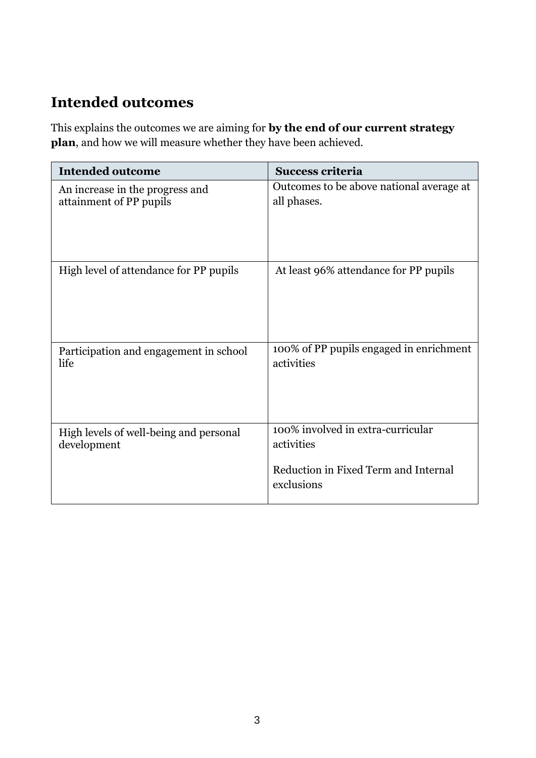## Intended outcomes

This explains the outcomes we are aiming for **by the end of our current strategy plan**, and how we will measure whether they have been achieved.

| Intended outcome | Success criteria |
| --- | --- |
| An increase in the progress and attainment of PP pupils | Outcomes to be above national average at all phases. |
| High level of attendance for PP pupils | At least 96% attendance for PP pupils |
| Participation and engagement in school life | 100% of PP pupils engaged in enrichment activities |
| High levels of well-being and personal development | 100% involved in extra-curricular activities<br><br>Reduction in Fixed Term and Internal exclusions |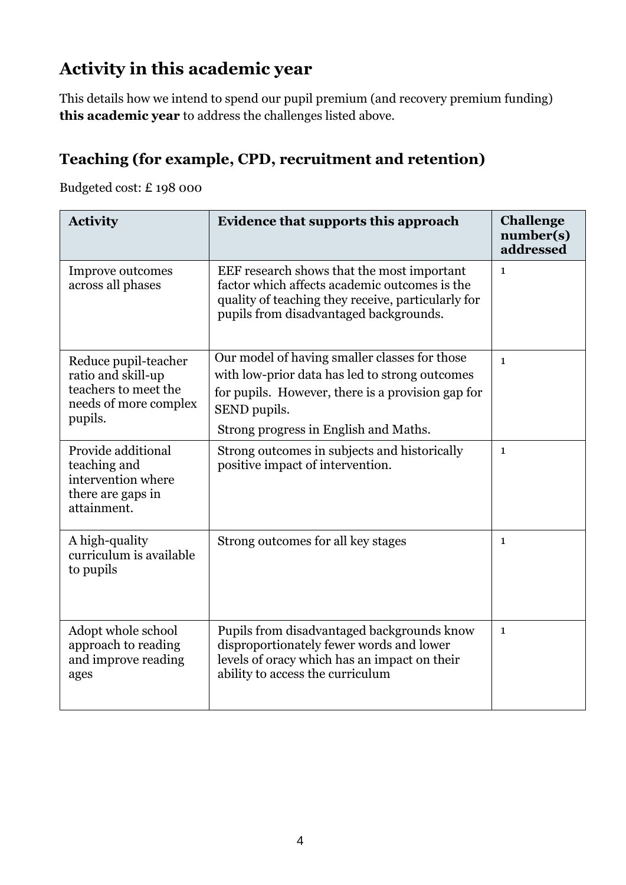## Activity in this academic year

This details how we intend to spend our pupil premium (and recovery premium funding) **this academic year** to address the challenges listed above.

### Teaching (for example, CPD, recruitment and retention)

Budgeted cost: £ 198 000

| Activity | Evidence that supports this approach | Challenge number(s) addressed |
|---|---|---|
| Improve outcomes across all phases | EEF research shows that the most important factor which affects academic outcomes is the quality of teaching they receive, particularly for pupils from disadvantaged backgrounds. | 1 |
| Reduce pupil-teacher ratio and skill-up teachers to meet the needs of more complex pupils. | Our model of having smaller classes for those with low-prior data has led to strong outcomes for pupils. However, there is a provision gap for SEND pupils.<br>Strong progress in English and Maths. | 1 |
| Provide additional teaching and intervention where there are gaps in attainment. | Strong outcomes in subjects and historically positive impact of intervention. | 1 |
| A high-quality curriculum is available to pupils | Strong outcomes for all key stages | 1 |
| Adopt whole school approach to reading and improve reading ages | Pupils from disadvantaged backgrounds know disproportionately fewer words and lower levels of oracy which has an impact on their ability to access the curriculum | 1 |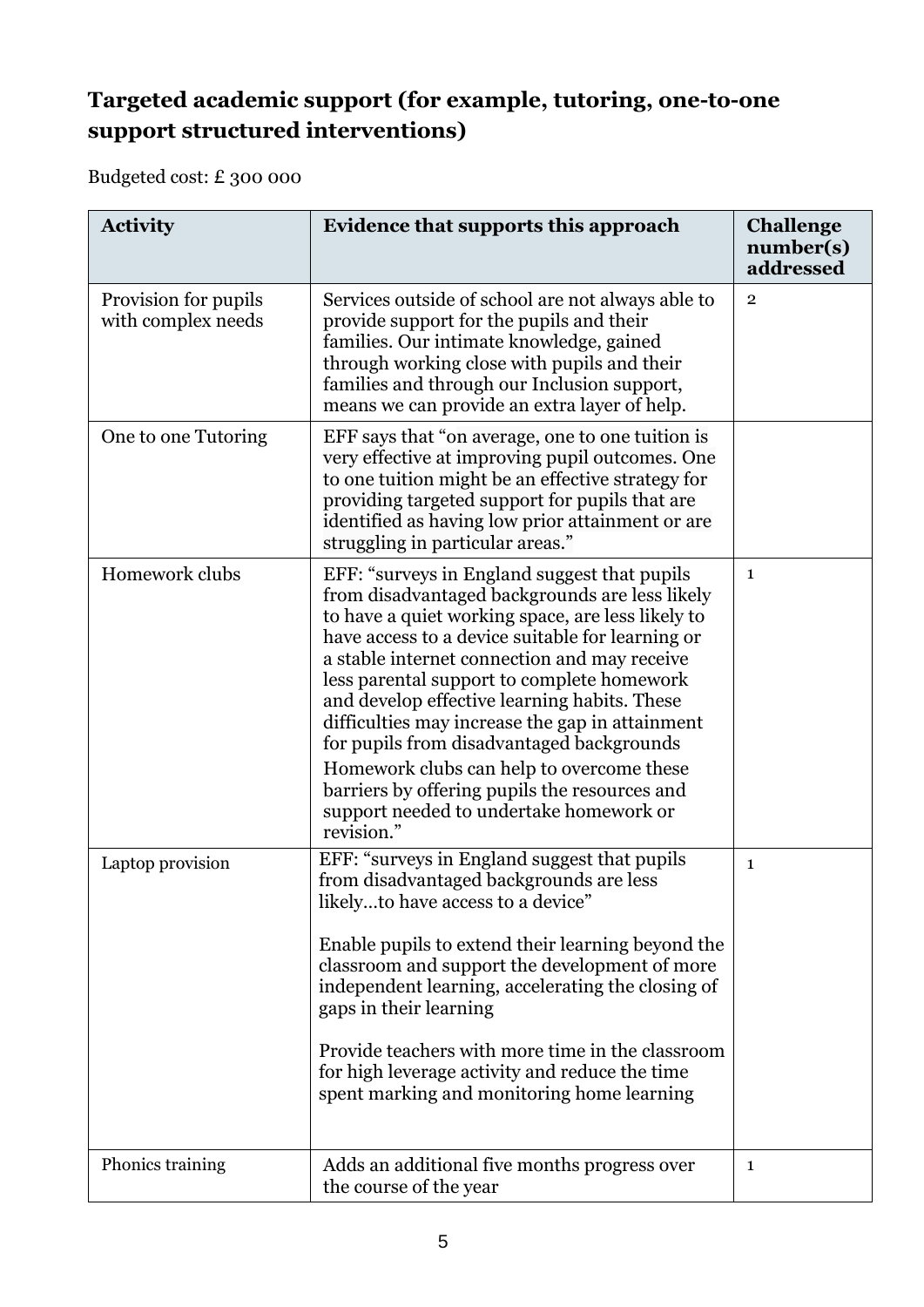## Targeted academic support (for example, tutoring, one-to-one support structured interventions)

Budgeted cost: £ 300 000

| Activity | Evidence that supports this approach | Challenge number(s) addressed |
|---|---|---|
| Provision for pupils with complex needs | Services outside of school are not always able to provide support for the pupils and their families. Our intimate knowledge, gained through working close with pupils and their families and through our Inclusion support, means we can provide an extra layer of help. | 2 |
| One to one Tutoring | EFF says that "on average, one to one tuition is very effective at improving pupil outcomes. One to one tuition might be an effective strategy for providing targeted support for pupils that are identified as having low prior attainment or are struggling in particular areas." | |
| Homework clubs | EFF: "surveys in England suggest that pupils from disadvantaged backgrounds are less likely to have a quiet working space, are less likely to have access to a device suitable for learning or a stable internet connection and may receive less parental support to complete homework and develop effective learning habits. These difficulties may increase the gap in attainment for pupils from disadvantaged backgrounds<br>Homework clubs can help to overcome these barriers by offering pupils the resources and support needed to undertake homework or revision." | 1 |
| Laptop provision | EFF: "surveys in England suggest that pupils from disadvantaged backgrounds are less likely…to have access to a device"<br><br>Enable pupils to extend their learning beyond the classroom and support the development of more independent learning, accelerating the closing of gaps in their learning<br><br>Provide teachers with more time in the classroom for high leverage activity and reduce the time spent marking and monitoring home learning | 1 |
| Phonics training | Adds an additional five months progress over the course of the year | 1 |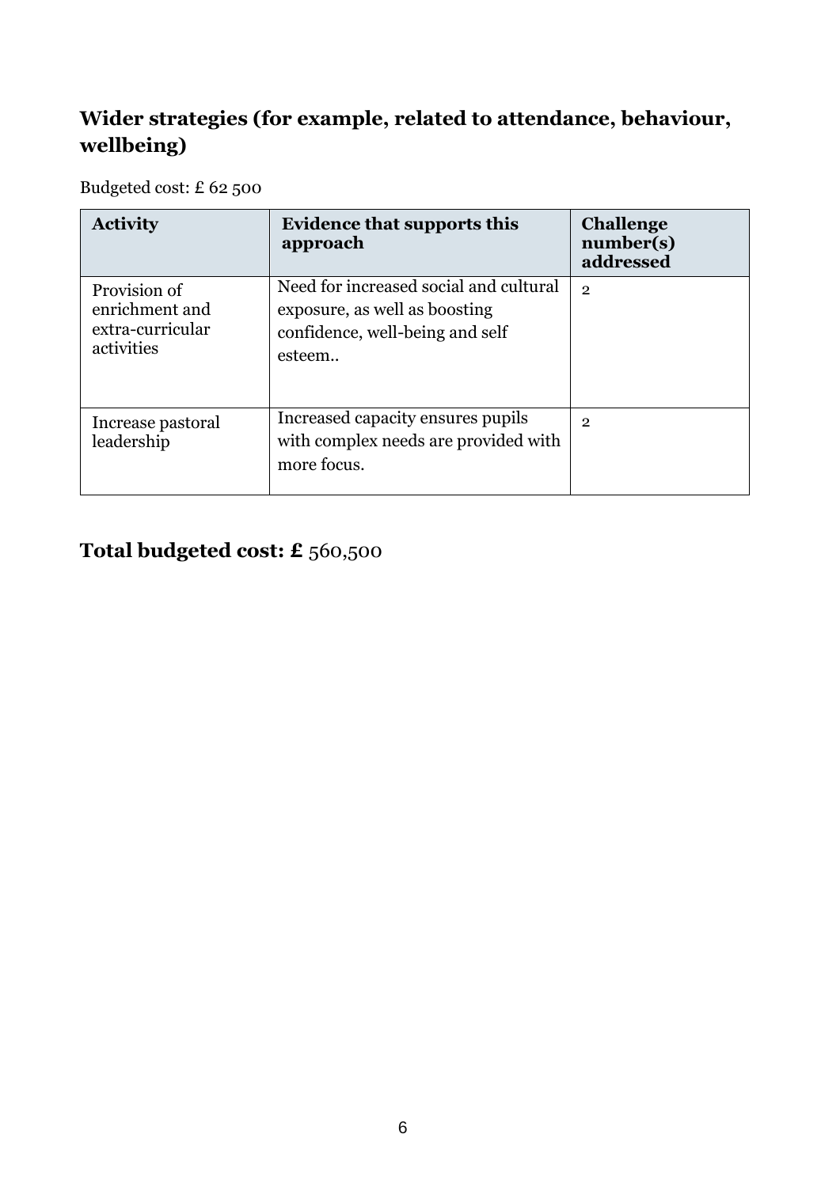## Wider strategies (for example, related to attendance, behaviour, wellbeing)

Budgeted cost: £ 62 500

| Activity | Evidence that supports this approach | Challenge number(s) addressed |
| --- | --- | --- |
| Provision of enrichment and extra-curricular activities | Need for increased social and cultural exposure, as well as boosting confidence, well-being and self esteem.. | 2 |
| Increase pastoral leadership | Increased capacity ensures pupils with complex needs are provided with more focus. | 2 |

## Total budgeted cost: £ 560,500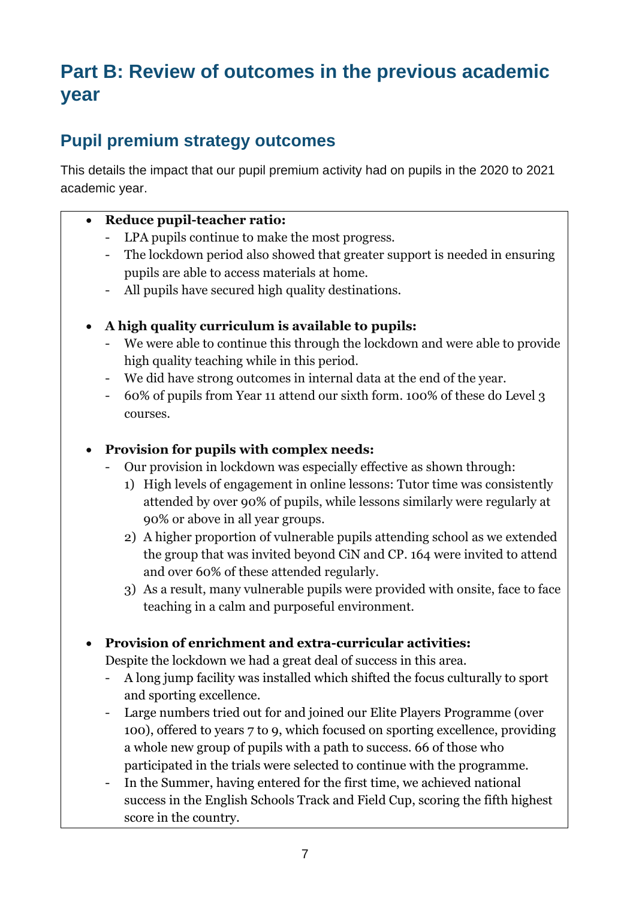# Part B: Review of outcomes in the previous academic year

## Pupil premium strategy outcomes

This details the impact that our pupil premium activity had on pupils in the 2020 to 2021 academic year.

- **Reduce pupil-teacher ratio:**
  - LPA pupils continue to make the most progress.
  - The lockdown period also showed that greater support is needed in ensuring pupils are able to access materials at home.
  - All pupils have secured high quality destinations.

- **A high quality curriculum is available to pupils:**
  - We were able to continue this through the lockdown and were able to provide high quality teaching while in this period.
  - We did have strong outcomes in internal data at the end of the year.
  - 60% of pupils from Year 11 attend our sixth form. 100% of these do Level 3 courses.

- **Provision for pupils with complex needs:**
  - Our provision in lockdown was especially effective as shown through:
    1) High levels of engagement in online lessons: Tutor time was consistently attended by over 90% of pupils, while lessons similarly were regularly at 90% or above in all year groups.
    2) A higher proportion of vulnerable pupils attending school as we extended the group that was invited beyond CiN and CP. 164 were invited to attend and over 60% of these attended regularly.
    3) As a result, many vulnerable pupils were provided with onsite, face to face teaching in a calm and purposeful environment.

- **Provision of enrichment and extra-curricular activities:**
  Despite the lockdown we had a great deal of success in this area.
  - A long jump facility was installed which shifted the focus culturally to sport and sporting excellence.
  - Large numbers tried out for and joined our Elite Players Programme (over 100), offered to years 7 to 9, which focused on sporting excellence, providing a whole new group of pupils with a path to success. 66 of those who participated in the trials were selected to continue with the programme.
  - In the Summer, having entered for the first time, we achieved national success in the English Schools Track and Field Cup, scoring the fifth highest score in the country.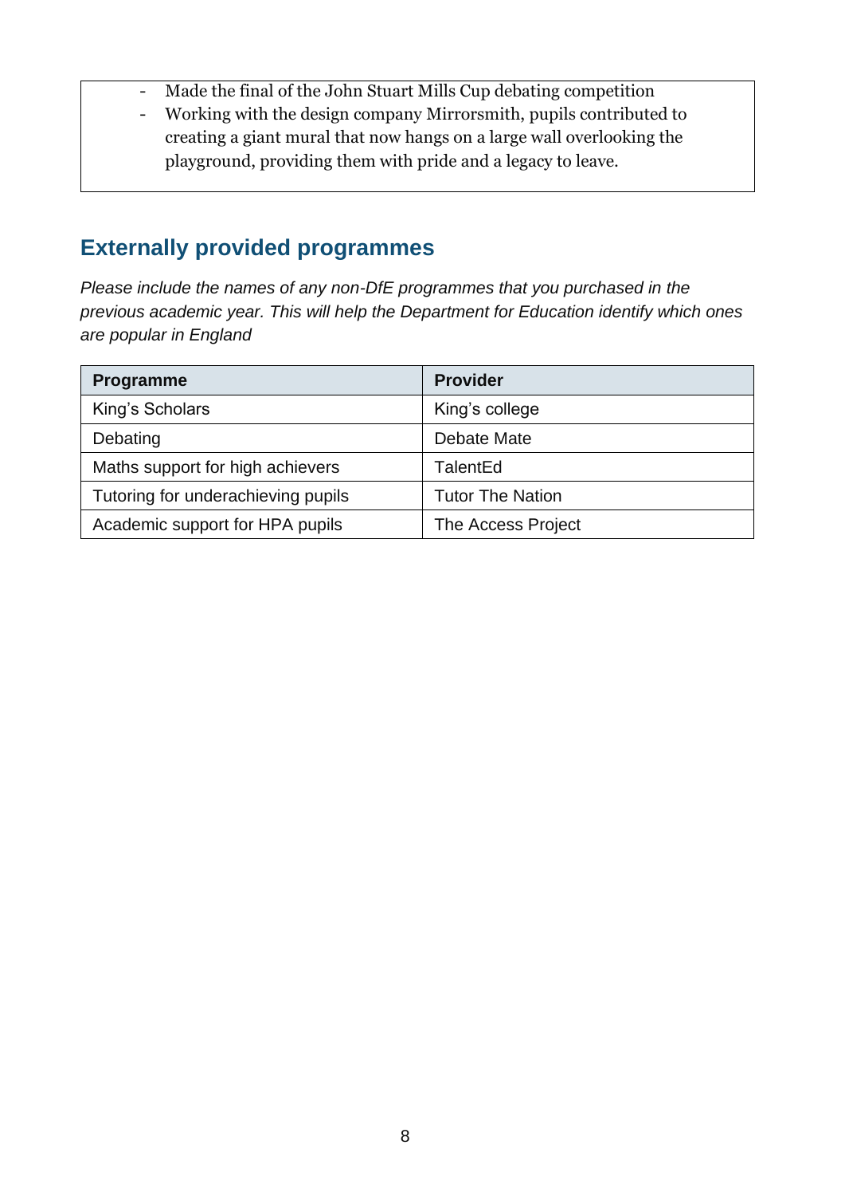- Made the final of the John Stuart Mills Cup debating competition
- Working with the design company Mirrorsmith, pupils contributed to creating a giant mural that now hangs on a large wall overlooking the playground, providing them with pride and a legacy to leave.

## Externally provided programmes

*Please include the names of any non-DfE programmes that you purchased in the previous academic year. This will help the Department for Education identify which ones are popular in England*

| Programme | Provider |
| --- | --- |
| King's Scholars | King's college |
| Debating | Debate Mate |
| Maths support for high achievers | TalentEd |
| Tutoring for underachieving pupils | Tutor The Nation |
| Academic support for HPA pupils | The Access Project |